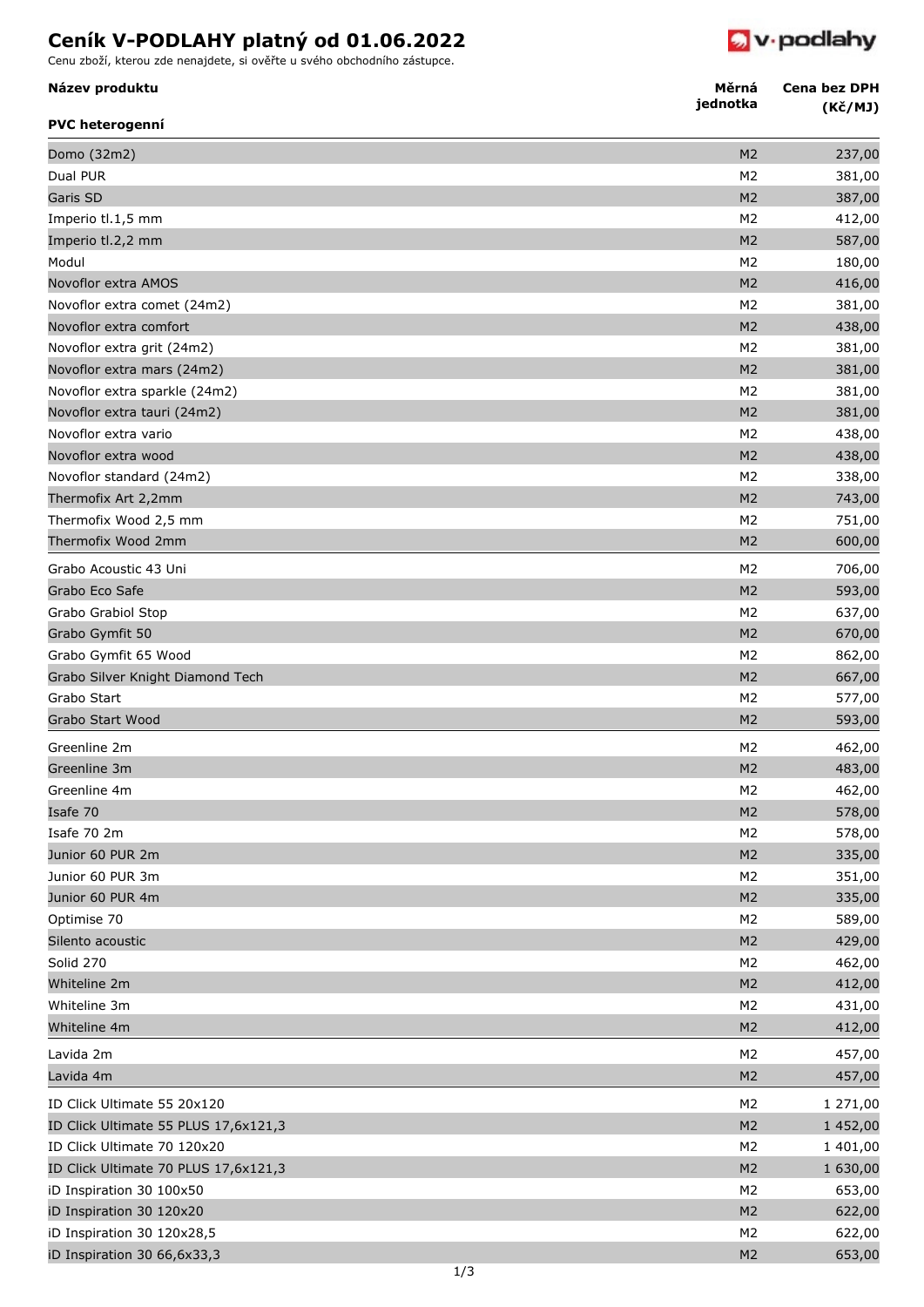# Ceník V-PODLAHY platný od 01.06.2022

Cenu zboží, kterou zde nenajdete, si ověřte u svého obchodního zástupce.

| Název produktu | Měrná jednotka | Cena bez DPH (Kč/MJ) |
|---|---|---|
| **PVC heterogenní** | | |
| Domo (32m2) | M2 | 237,00 |
| Dual PUR | M2 | 381,00 |
| Garis SD | M2 | 387,00 |
| Imperio tl.1,5 mm | M2 | 412,00 |
| Imperio tl.2,2 mm | M2 | 587,00 |
| Modul | M2 | 180,00 |
| Novoflor extra AMOS | M2 | 416,00 |
| Novoflor extra comet (24m2) | M2 | 381,00 |
| Novoflor extra comfort | M2 | 438,00 |
| Novoflor extra grit (24m2) | M2 | 381,00 |
| Novoflor extra mars (24m2) | M2 | 381,00 |
| Novoflor extra sparkle (24m2) | M2 | 381,00 |
| Novoflor extra tauri (24m2) | M2 | 381,00 |
| Novoflor extra vario | M2 | 438,00 |
| Novoflor extra wood | M2 | 438,00 |
| Novoflor standard (24m2) | M2 | 338,00 |
| Thermofix Art 2,2mm | M2 | 743,00 |
| Thermofix Wood 2,5 mm | M2 | 751,00 |
| Thermofix Wood 2mm | M2 | 600,00 |
| Grabo Acoustic 43 Uni | M2 | 706,00 |
| Grabo Eco Safe | M2 | 593,00 |
| Grabo Grabiol Stop | M2 | 637,00 |
| Grabo Gymfit 50 | M2 | 670,00 |
| Grabo Gymfit 65 Wood | M2 | 862,00 |
| Grabo Silver Knight Diamond Tech | M2 | 667,00 |
| Grabo Start | M2 | 577,00 |
| Grabo Start Wood | M2 | 593,00 |
| Greenline 2m | M2 | 462,00 |
| Greenline 3m | M2 | 483,00 |
| Greenline 4m | M2 | 462,00 |
| Isafe 70 | M2 | 578,00 |
| Isafe 70 2m | M2 | 578,00 |
| Junior 60 PUR 2m | M2 | 335,00 |
| Junior 60 PUR 3m | M2 | 351,00 |
| Junior 60 PUR 4m | M2 | 335,00 |
| Optimise 70 | M2 | 589,00 |
| Silento acoustic | M2 | 429,00 |
| Solid 270 | M2 | 462,00 |
| Whiteline 2m | M2 | 412,00 |
| Whiteline 3m | M2 | 431,00 |
| Whiteline 4m | M2 | 412,00 |
| Lavida 2m | M2 | 457,00 |
| Lavida 4m | M2 | 457,00 |
| ID Click Ultimate 55 20x120 | M2 | 1 271,00 |
| ID Click Ultimate 55 PLUS 17,6x121,3 | M2 | 1 452,00 |
| ID Click Ultimate 70 120x20 | M2 | 1 401,00 |
| ID Click Ultimate 70 PLUS 17,6x121,3 | M2 | 1 630,00 |
| iD Inspiration 30 100x50 | M2 | 653,00 |
| iD Inspiration 30 120x20 | M2 | 622,00 |
| iD Inspiration 30 120x28,5 | M2 | 622,00 |
| iD Inspiration 30 66,6x33,3 | M2 | 653,00 |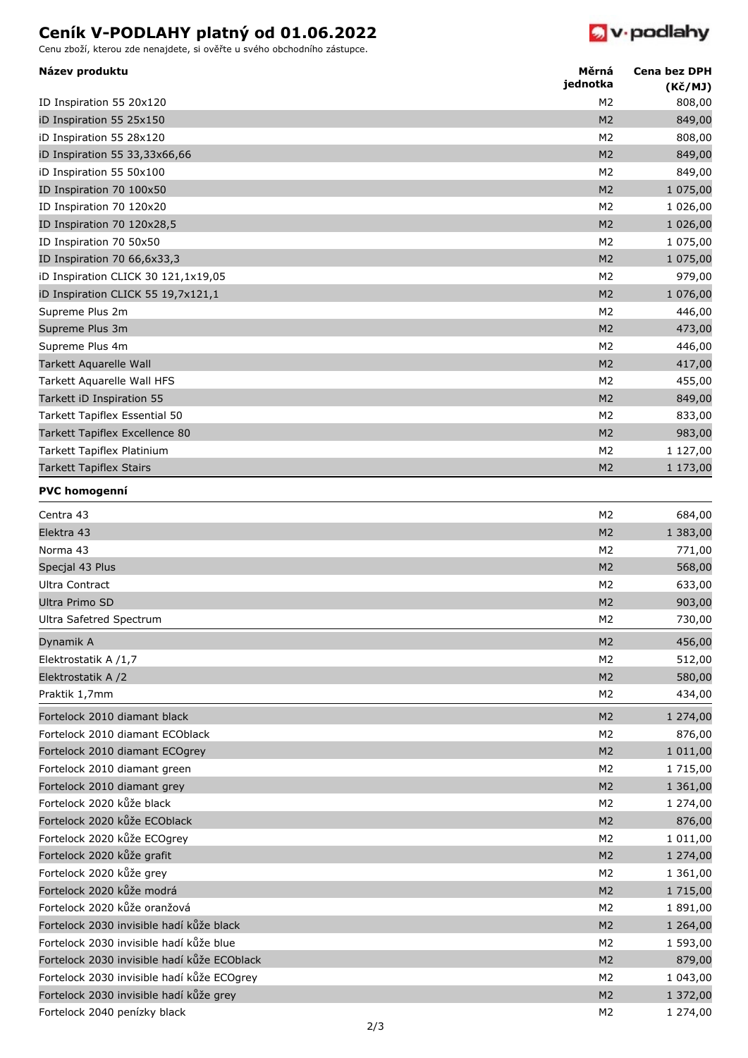# Ceník V-PODLAHY platný od 01.06.2022

Cenu zboží, kterou zde nenajdete, si ověřte u svého obchodního zástupce.

| Název produktu | Měrná jednotka | Cena bez DPH (Kč/MJ) |
|---|---|---|
| ID Inspiration 55 20x120 | M2 | 808,00 |
| iD Inspiration 55 25x150 | M2 | 849,00 |
| iD Inspiration 55 28x120 | M2 | 808,00 |
| iD Inspiration 55 33,33x66,66 | M2 | 849,00 |
| iD Inspiration 55 50x100 | M2 | 849,00 |
| ID Inspiration 70 100x50 | M2 | 1 075,00 |
| ID Inspiration 70 120x20 | M2 | 1 026,00 |
| ID Inspiration 70 120x28,5 | M2 | 1 026,00 |
| ID Inspiration 70 50x50 | M2 | 1 075,00 |
| ID Inspiration 70 66,6x33,3 | M2 | 1 075,00 |
| iD Inspiration CLICK 30 121,1x19,05 | M2 | 979,00 |
| iD Inspiration CLICK 55 19,7x121,1 | M2 | 1 076,00 |
| Supreme Plus 2m | M2 | 446,00 |
| Supreme Plus 3m | M2 | 473,00 |
| Supreme Plus 4m | M2 | 446,00 |
| Tarkett Aquarelle Wall | M2 | 417,00 |
| Tarkett Aquarelle Wall HFS | M2 | 455,00 |
| Tarkett iD Inspiration 55 | M2 | 849,00 |
| Tarkett Tapiflex Essential 50 | M2 | 833,00 |
| Tarkett Tapiflex Excellence 80 | M2 | 983,00 |
| Tarkett Tapiflex Platinium | M2 | 1 127,00 |
| Tarkett Tapiflex Stairs | M2 | 1 173,00 |
| **PVC homogenní** | | |
| Centra 43 | M2 | 684,00 |
| Elektra 43 | M2 | 1 383,00 |
| Norma 43 | M2 | 771,00 |
| Specjal 43 Plus | M2 | 568,00 |
| Ultra Contract | M2 | 633,00 |
| Ultra Primo SD | M2 | 903,00 |
| Ultra Safetred Spectrum | M2 | 730,00 |
| Dynamik A | M2 | 456,00 |
| Elektrostatik A /1,7 | M2 | 512,00 |
| Elektrostatik A /2 | M2 | 580,00 |
| Praktik 1,7mm | M2 | 434,00 |
| Fortelock 2010 diamant black | M2 | 1 274,00 |
| Fortelock 2010 diamant ECOblack | M2 | 876,00 |
| Fortelock 2010 diamant ECOgrey | M2 | 1 011,00 |
| Fortelock 2010 diamant green | M2 | 1 715,00 |
| Fortelock 2010 diamant grey | M2 | 1 361,00 |
| Fortelock 2020 kůže black | M2 | 1 274,00 |
| Fortelock 2020 kůže ECOblack | M2 | 876,00 |
| Fortelock 2020 kůže ECOgrey | M2 | 1 011,00 |
| Fortelock 2020 kůže grafit | M2 | 1 274,00 |
| Fortelock 2020 kůže grey | M2 | 1 361,00 |
| Fortelock 2020 kůže modrá | M2 | 1 715,00 |
| Fortelock 2020 kůže oranžová | M2 | 1 891,00 |
| Fortelock 2030 invisible hadí kůže black | M2 | 1 264,00 |
| Fortelock 2030 invisible hadí kůže blue | M2 | 1 593,00 |
| Fortelock 2030 invisible hadí kůže ECOblack | M2 | 879,00 |
| Fortelock 2030 invisible hadí kůže ECOgrey | M2 | 1 043,00 |
| Fortelock 2030 invisible hadí kůže grey | M2 | 1 372,00 |
| Fortelock 2040 penízky black | M2 | 1 274,00 |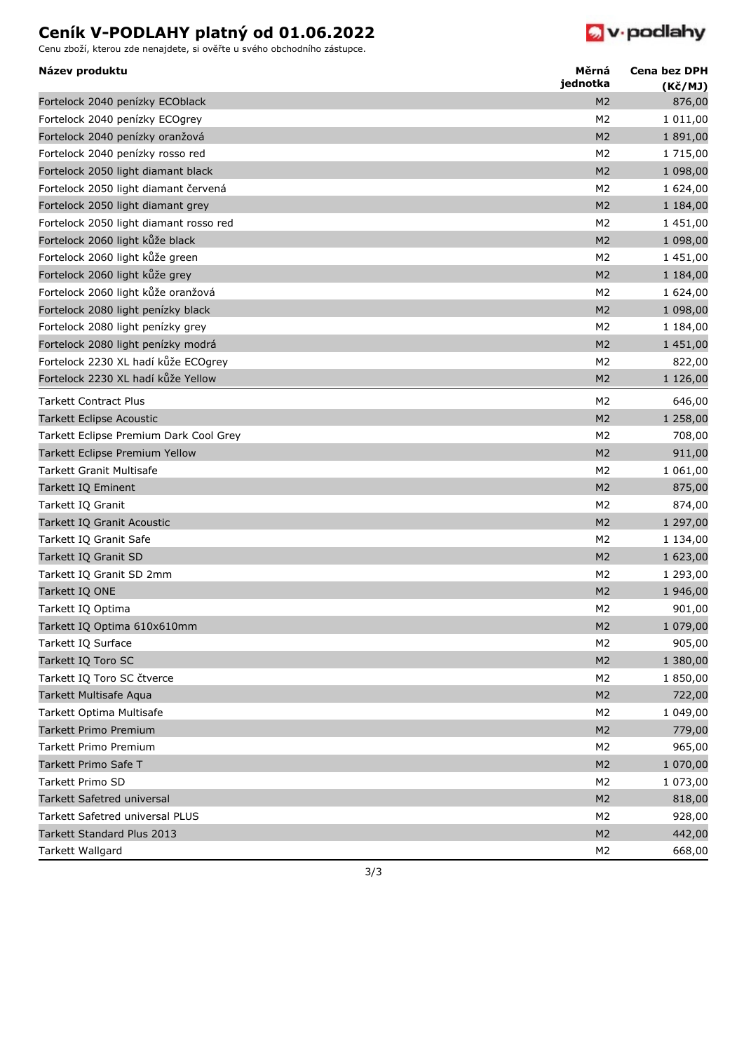# Ceník V-PODLAHY platný od 01.06.2022

Cenu zboží, kterou zde nenajdete, si ověřte u svého obchodního zástupce.

| Název produktu | Měrná jednotka | Cena bez DPH (Kč/MJ) |
|---|---|---|
| Fortelock 2040 penízky ECOblack | M2 | 876,00 |
| Fortelock 2040 penízky ECOgrey | M2 | 1 011,00 |
| Fortelock 2040 penízky oranžová | M2 | 1 891,00 |
| Fortelock 2040 penízky rosso red | M2 | 1 715,00 |
| Fortelock 2050 light diamant black | M2 | 1 098,00 |
| Fortelock 2050 light diamant červená | M2 | 1 624,00 |
| Fortelock 2050 light diamant grey | M2 | 1 184,00 |
| Fortelock 2050 light diamant rosso red | M2 | 1 451,00 |
| Fortelock 2060 light kůže black | M2 | 1 098,00 |
| Fortelock 2060 light kůže green | M2 | 1 451,00 |
| Fortelock 2060 light kůže grey | M2 | 1 184,00 |
| Fortelock 2060 light kůže oranžová | M2 | 1 624,00 |
| Fortelock 2080 light penízky black | M2 | 1 098,00 |
| Fortelock 2080 light penízky grey | M2 | 1 184,00 |
| Fortelock 2080 light penízky modrá | M2 | 1 451,00 |
| Fortelock 2230 XL hadí kůže ECOgrey | M2 | 822,00 |
| Fortelock 2230 XL hadí kůže Yellow | M2 | 1 126,00 |
| Tarkett Contract Plus | M2 | 646,00 |
| Tarkett Eclipse Acoustic | M2 | 1 258,00 |
| Tarkett Eclipse Premium Dark Cool Grey | M2 | 708,00 |
| Tarkett Eclipse Premium Yellow | M2 | 911,00 |
| Tarkett Granit Multisafe | M2 | 1 061,00 |
| Tarkett IQ Eminent | M2 | 875,00 |
| Tarkett IQ Granit | M2 | 874,00 |
| Tarkett IQ Granit Acoustic | M2 | 1 297,00 |
| Tarkett IQ Granit Safe | M2 | 1 134,00 |
| Tarkett IQ Granit SD | M2 | 1 623,00 |
| Tarkett IQ Granit SD 2mm | M2 | 1 293,00 |
| Tarkett IQ ONE | M2 | 1 946,00 |
| Tarkett IQ Optima | M2 | 901,00 |
| Tarkett IQ Optima 610x610mm | M2 | 1 079,00 |
| Tarkett IQ Surface | M2 | 905,00 |
| Tarkett IQ Toro SC | M2 | 1 380,00 |
| Tarkett IQ Toro SC čtverce | M2 | 1 850,00 |
| Tarkett Multisafe Aqua | M2 | 722,00 |
| Tarkett Optima Multisafe | M2 | 1 049,00 |
| Tarkett Primo Premium | M2 | 779,00 |
| Tarkett Primo Premium | M2 | 965,00 |
| Tarkett Primo Safe T | M2 | 1 070,00 |
| Tarkett Primo SD | M2 | 1 073,00 |
| Tarkett Safetred universal | M2 | 818,00 |
| Tarkett Safetred universal PLUS | M2 | 928,00 |
| Tarkett Standard Plus 2013 | M2 | 442,00 |
| Tarkett Wallgard | M2 | 668,00 |